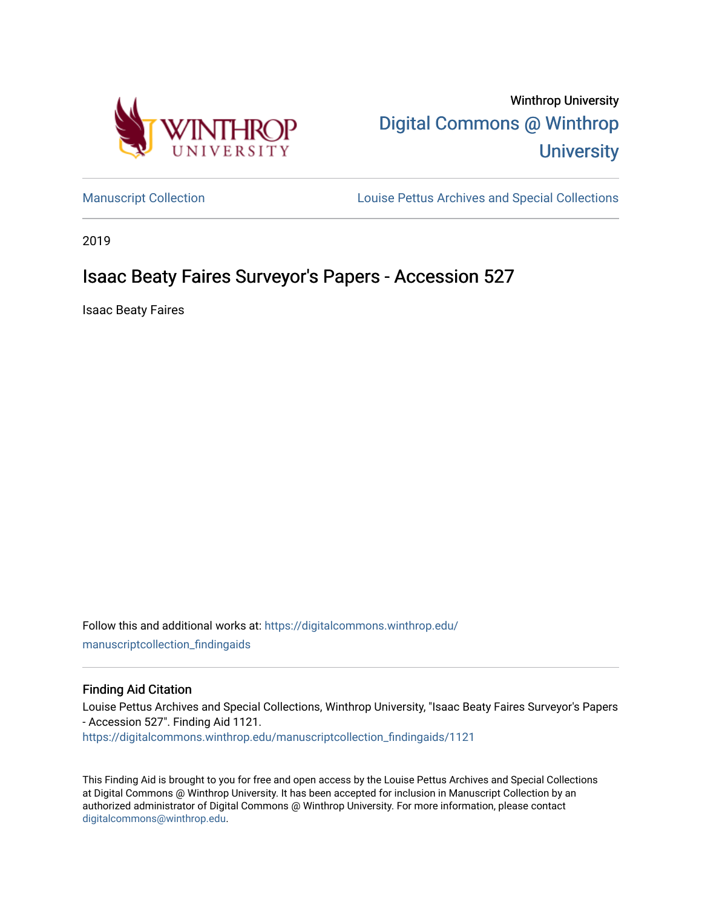Winthrop University

Digital Commons @ Winthrop University

Manuscript Collection

Louise Pettus Archives and Special Collections

2019

# Isaac Beaty Faires Surveyor's Papers - Accession 527

Isaac Beaty Faires

Follow this and additional works at: https://digitalcommons.winthrop.edu/manuscriptcollection_findingaids

## Finding Aid Citation

Louise Pettus Archives and Special Collections, Winthrop University, "Isaac Beaty Faires Surveyor's Papers - Accession 527". Finding Aid 1121.
https://digitalcommons.winthrop.edu/manuscriptcollection_findingaids/1121

This Finding Aid is brought to you for free and open access by the Louise Pettus Archives and Special Collections at Digital Commons @ Winthrop University. It has been accepted for inclusion in Manuscript Collection by an authorized administrator of Digital Commons @ Winthrop University. For more information, please contact digitalcommons@winthrop.edu.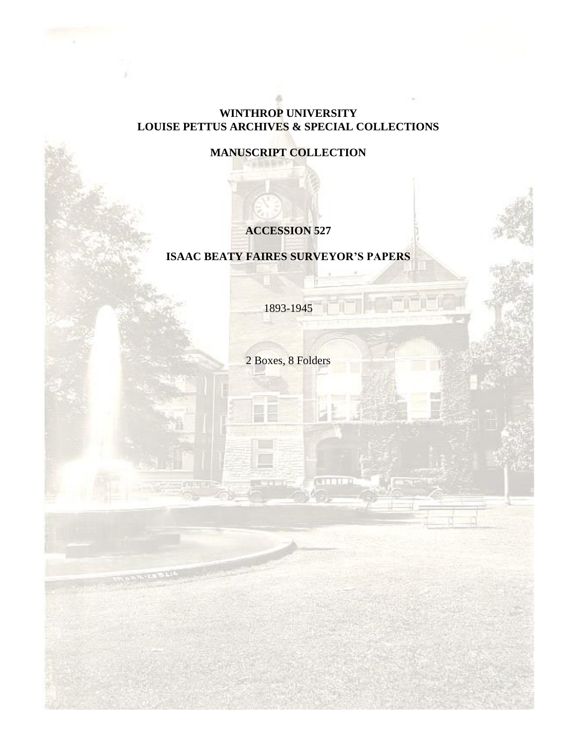**WINTHROP UNIVERSITY**
**LOUISE PETTUS ARCHIVES & SPECIAL COLLECTIONS**

**MANUSCRIPT COLLECTION**

**ACCESSION 527**

**ISAAC BEATY FAIRES SURVEYOR'S PAPERS**

1893-1945

2 Boxes, 8 Folders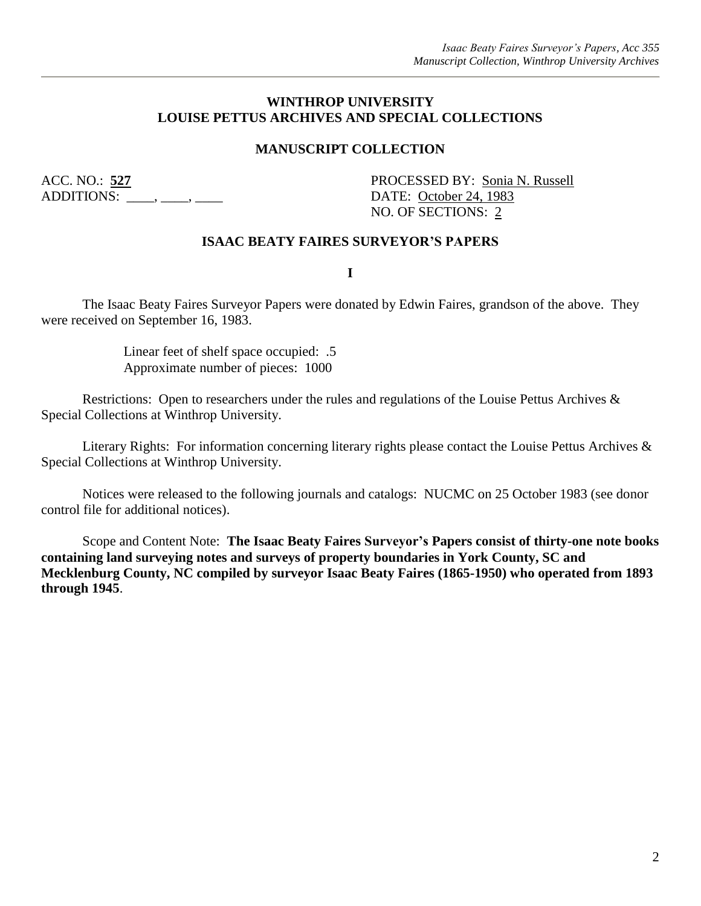**WINTHROP UNIVERSITY**
**LOUISE PETTUS ARCHIVES AND SPECIAL COLLECTIONS**

**MANUSCRIPT COLLECTION**

ACC. NO.: **527**
ADDITIONS: ____, ____, ____

PROCESSED BY: Sonia N. Russell
DATE: October 24, 1983
NO. OF SECTIONS: 2

**ISAAC BEATY FAIRES SURVEYOR'S PAPERS**

**I**

The Isaac Beaty Faires Surveyor Papers were donated by Edwin Faires, grandson of the above. They were received on September 16, 1983.

Linear feet of shelf space occupied: .5
Approximate number of pieces: 1000

Restrictions: Open to researchers under the rules and regulations of the Louise Pettus Archives & Special Collections at Winthrop University.

Literary Rights: For information concerning literary rights please contact the Louise Pettus Archives & Special Collections at Winthrop University.

Notices were released to the following journals and catalogs: NUCMC on 25 October 1983 (see donor control file for additional notices).

Scope and Content Note: **The Isaac Beaty Faires Surveyor's Papers consist of thirty-one note books containing land surveying notes and surveys of property boundaries in York County, SC and Mecklenburg County, NC compiled by surveyor Isaac Beaty Faires (1865-1950) who operated from 1893 through 1945**.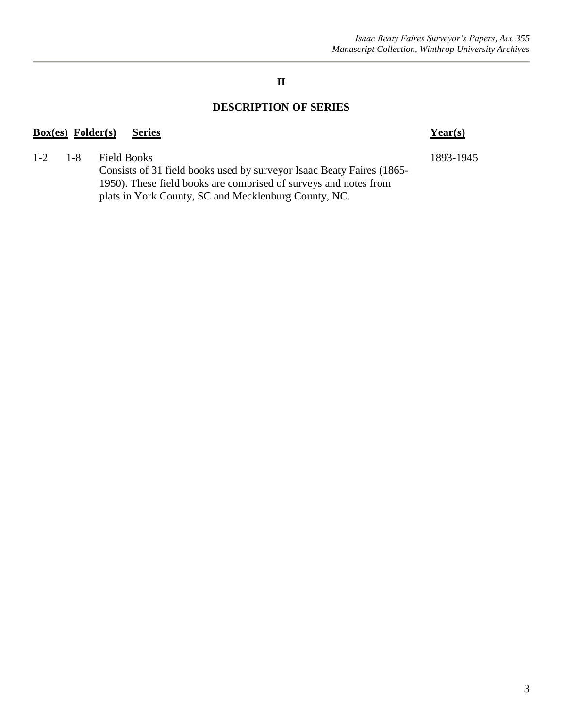## II

## DESCRIPTION OF SERIES

| Box(es) | Folder(s) | Series | Year(s) |
|---|---|---|---|
| 1-2 | 1-8 | Field Books<br>Consists of 31 field books used by surveyor Isaac Beaty Faires (1865-1950). These field books are comprised of surveys and notes from plats in York County, SC and Mecklenburg County, NC. | 1893-1945 |